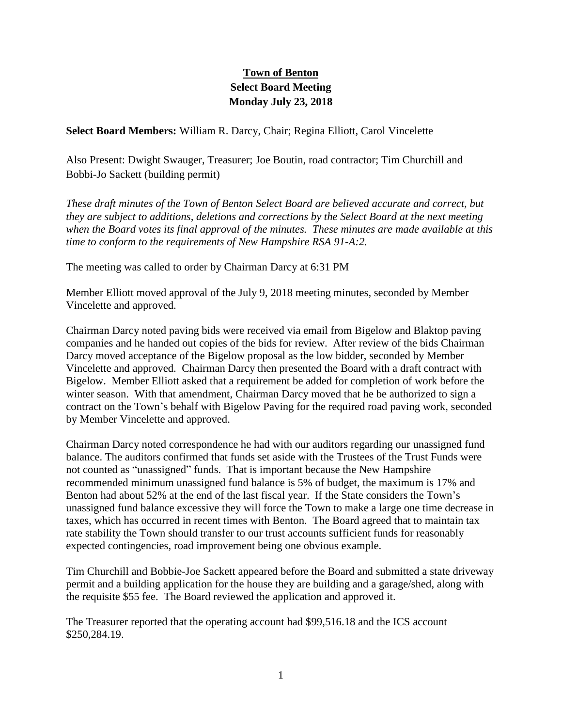**Town of Benton**
**Select Board Meeting**
**Monday July 23, 2018**

**Select Board Members:** William R. Darcy, Chair; Regina Elliott, Carol Vincelette

Also Present: Dwight Swauger, Treasurer; Joe Boutin, road contractor; Tim Churchill and Bobbi-Jo Sackett (building permit)

*These draft minutes of the Town of Benton Select Board are believed accurate and correct, but they are subject to additions, deletions and corrections by the Select Board at the next meeting when the Board votes its final approval of the minutes. These minutes are made available at this time to conform to the requirements of New Hampshire RSA 91-A:2.*

The meeting was called to order by Chairman Darcy at 6:31 PM

Member Elliott moved approval of the July 9, 2018 meeting minutes, seconded by Member Vincelette and approved.

Chairman Darcy noted paving bids were received via email from Bigelow and Blaktop paving companies and he handed out copies of the bids for review. After review of the bids Chairman Darcy moved acceptance of the Bigelow proposal as the low bidder, seconded by Member Vincelette and approved. Chairman Darcy then presented the Board with a draft contract with Bigelow. Member Elliott asked that a requirement be added for completion of work before the winter season. With that amendment, Chairman Darcy moved that he be authorized to sign a contract on the Town's behalf with Bigelow Paving for the required road paving work, seconded by Member Vincelette and approved.

Chairman Darcy noted correspondence he had with our auditors regarding our unassigned fund balance. The auditors confirmed that funds set aside with the Trustees of the Trust Funds were not counted as "unassigned" funds. That is important because the New Hampshire recommended minimum unassigned fund balance is 5% of budget, the maximum is 17% and Benton had about 52% at the end of the last fiscal year. If the State considers the Town's unassigned fund balance excessive they will force the Town to make a large one time decrease in taxes, which has occurred in recent times with Benton. The Board agreed that to maintain tax rate stability the Town should transfer to our trust accounts sufficient funds for reasonably expected contingencies, road improvement being one obvious example.

Tim Churchill and Bobbie-Joe Sackett appeared before the Board and submitted a state driveway permit and a building application for the house they are building and a garage/shed, along with the requisite $55 fee. The Board reviewed the application and approved it.

The Treasurer reported that the operating account had $99,516.18 and the ICS account $250,284.19.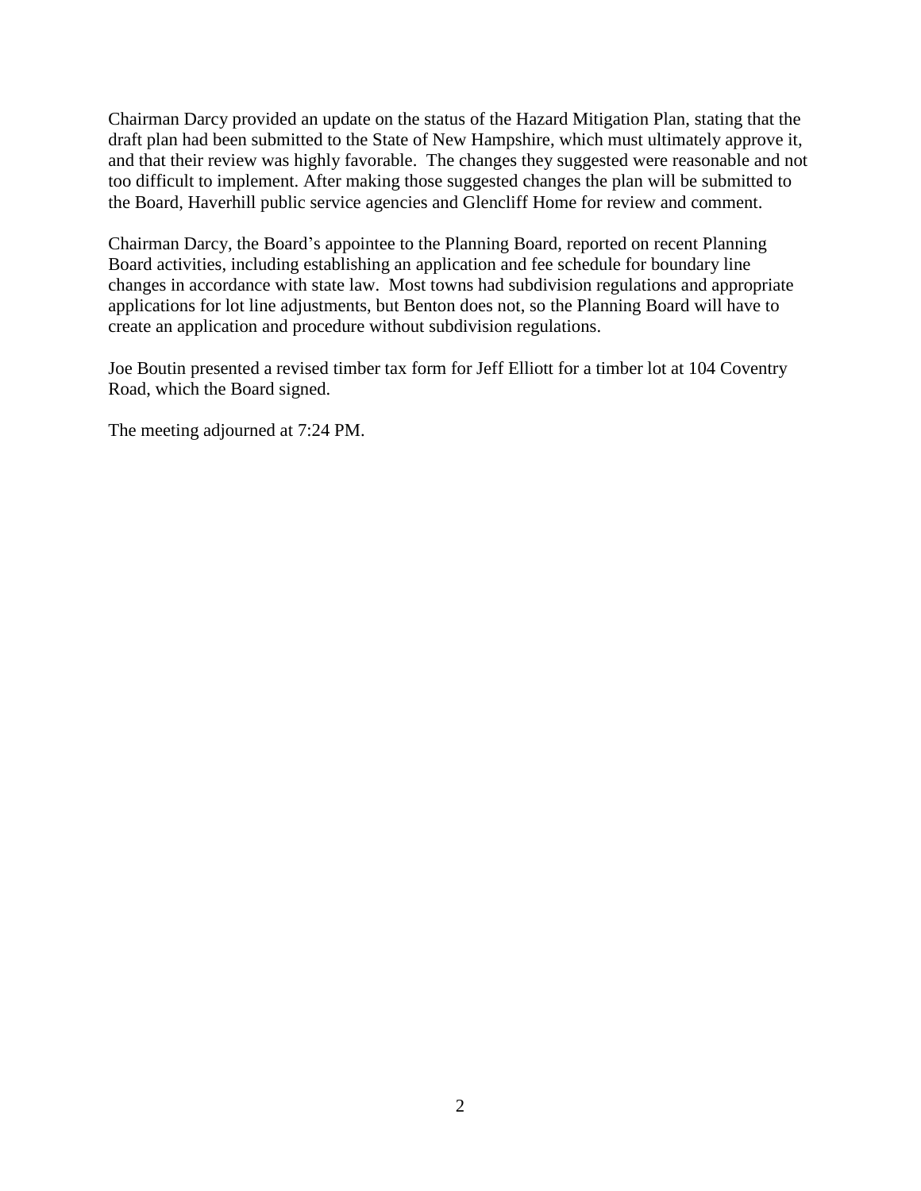Chairman Darcy provided an update on the status of the Hazard Mitigation Plan, stating that the draft plan had been submitted to the State of New Hampshire, which must ultimately approve it, and that their review was highly favorable. The changes they suggested were reasonable and not too difficult to implement. After making those suggested changes the plan will be submitted to the Board, Haverhill public service agencies and Glencliff Home for review and comment.

Chairman Darcy, the Board's appointee to the Planning Board, reported on recent Planning Board activities, including establishing an application and fee schedule for boundary line changes in accordance with state law. Most towns had subdivision regulations and appropriate applications for lot line adjustments, but Benton does not, so the Planning Board will have to create an application and procedure without subdivision regulations.

Joe Boutin presented a revised timber tax form for Jeff Elliott for a timber lot at 104 Coventry Road, which the Board signed.

The meeting adjourned at 7:24 PM.